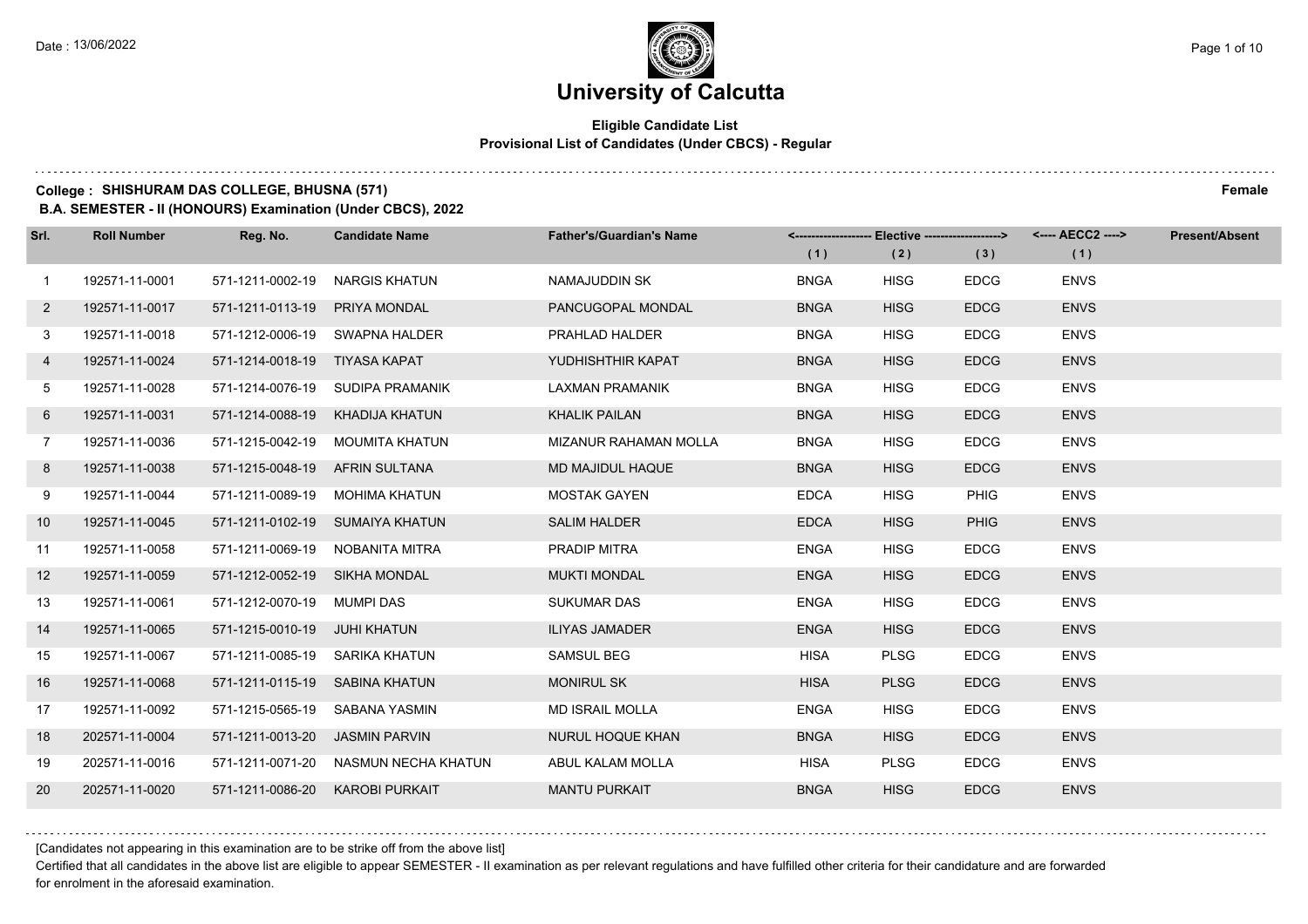Date : 13/06/2022

# University of Calcutta

**Eligible Candidate List**
**Provisional List of Candidates (Under CBCS) - Regular**

**College : SHISHURAM DAS COLLEGE, BHUSNA (571)** **Female**
**B.A. SEMESTER - II (HONOURS) Examination (Under CBCS), 2022**

| Srl. | Roll Number | Reg. No. | Candidate Name | Father's/Guardian's Name | Elective (1) | Elective (2) | Elective (3) | AECC2 (1) | Present/Absent |
|---|---|---|---|---|---|---|---|---|---|
| 1 | 192571-11-0001 | 571-1211-0002-19 | NARGIS KHATUN | NAMAJUDDIN SK | BNGA | HISG | EDCG | ENVS | |
| 2 | 192571-11-0017 | 571-1211-0113-19 | PRIYA MONDAL | PANCUGOPAL MONDAL | BNGA | HISG | EDCG | ENVS | |
| 3 | 192571-11-0018 | 571-1212-0006-19 | SWAPNA HALDER | PRAHLAD HALDER | BNGA | HISG | EDCG | ENVS | |
| 4 | 192571-11-0024 | 571-1214-0018-19 | TIYASA KAPAT | YUDHISHTHIR KAPAT | BNGA | HISG | EDCG | ENVS | |
| 5 | 192571-11-0028 | 571-1214-0076-19 | SUDIPA PRAMANIK | LAXMAN PRAMANIK | BNGA | HISG | EDCG | ENVS | |
| 6 | 192571-11-0031 | 571-1214-0088-19 | KHADIJA KHATUN | KHALIK PAILAN | BNGA | HISG | EDCG | ENVS | |
| 7 | 192571-11-0036 | 571-1215-0042-19 | MOUMITA KHATUN | MIZANUR RAHAMAN MOLLA | BNGA | HISG | EDCG | ENVS | |
| 8 | 192571-11-0038 | 571-1215-0048-19 | AFRIN SULTANA | MD MAJIDUL HAQUE | BNGA | HISG | EDCG | ENVS | |
| 9 | 192571-11-0044 | 571-1211-0089-19 | MOHIMA KHATUN | MOSTAK GAYEN | EDCA | HISG | PHIG | ENVS | |
| 10 | 192571-11-0045 | 571-1211-0102-19 | SUMAIYA KHATUN | SALIM HALDER | EDCA | HISG | PHIG | ENVS | |
| 11 | 192571-11-0058 | 571-1211-0069-19 | NOBANITA MITRA | PRADIP MITRA | ENGA | HISG | EDCG | ENVS | |
| 12 | 192571-11-0059 | 571-1212-0052-19 | SIKHA MONDAL | MUKTI MONDAL | ENGA | HISG | EDCG | ENVS | |
| 13 | 192571-11-0061 | 571-1212-0070-19 | MUMPI DAS | SUKUMAR DAS | ENGA | HISG | EDCG | ENVS | |
| 14 | 192571-11-0065 | 571-1215-0010-19 | JUHI KHATUN | ILIYAS JAMADER | ENGA | HISG | EDCG | ENVS | |
| 15 | 192571-11-0067 | 571-1211-0085-19 | SARIKA KHATUN | SAMSUL BEG | HISA | PLSG | EDCG | ENVS | |
| 16 | 192571-11-0068 | 571-1211-0115-19 | SABINA KHATUN | MONIRUL SK | HISA | PLSG | EDCG | ENVS | |
| 17 | 192571-11-0092 | 571-1215-0565-19 | SABANA YASMIN | MD ISRAIL MOLLA | ENGA | HISG | EDCG | ENVS | |
| 18 | 202571-11-0004 | 571-1211-0013-20 | JASMIN PARVIN | NURUL HOQUE KHAN | BNGA | HISG | EDCG | ENVS | |
| 19 | 202571-11-0016 | 571-1211-0071-20 | NASMUN NECHA KHATUN | ABUL KALAM MOLLA | HISA | PLSG | EDCG | ENVS | |
| 20 | 202571-11-0020 | 571-1211-0086-20 | KAROBI PURKAIT | MANTU PURKAIT | BNGA | HISG | EDCG | ENVS | |

[Candidates not appearing in this examination are to be strike off from the above list]

Certified that all candidates in the above list are eligible to appear SEMESTER - II examination as per relevant regulations and have fulfilled other criteria for their candidature and are forwarded for enrolment in the aforesaid examination.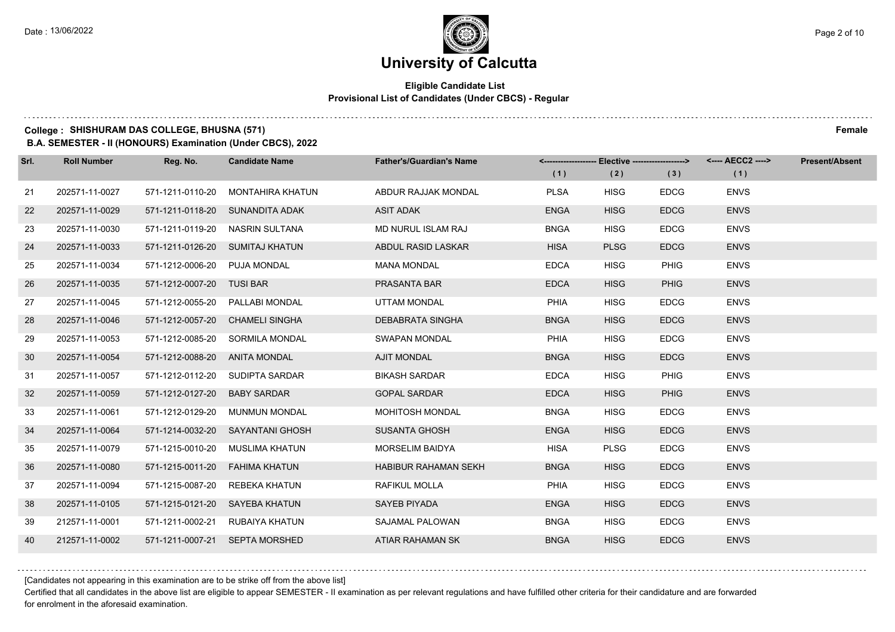# University of Calcutta

**Eligible Candidate List**
**Provisional List of Candidates (Under CBCS) - Regular**

**College : SHISHURAM DAS COLLEGE, BHUSNA (571)** **Female**
**B.A. SEMESTER - II (HONOURS) Examination (Under CBCS), 2022**

| Srl. | Roll Number | Reg. No. | Candidate Name | Father's/Guardian's Name | Elective (1) | Elective (2) | Elective (3) | AECC2 (1) | Present/Absent |
|---|---|---|---|---|---|---|---|---|---|
| 21 | 202571-11-0027 | 571-1211-0110-20 | MONTAHIRA KHATUN | ABDUR RAJJAK MONDAL | PLSA | HISG | EDCG | ENVS | |
| 22 | 202571-11-0029 | 571-1211-0118-20 | SUNANDITA ADAK | ASIT ADAK | ENGA | HISG | EDCG | ENVS | |
| 23 | 202571-11-0030 | 571-1211-0119-20 | NASRIN SULTANA | MD NURUL ISLAM RAJ | BNGA | HISG | EDCG | ENVS | |
| 24 | 202571-11-0033 | 571-1211-0126-20 | SUMITAJ KHATUN | ABDUL RASID LASKAR | HISA | PLSG | EDCG | ENVS | |
| 25 | 202571-11-0034 | 571-1212-0006-20 | PUJA MONDAL | MANA MONDAL | EDCA | HISG | PHIG | ENVS | |
| 26 | 202571-11-0035 | 571-1212-0007-20 | TUSI BAR | PRASANTA BAR | EDCA | HISG | PHIG | ENVS | |
| 27 | 202571-11-0045 | 571-1212-0055-20 | PALLABI MONDAL | UTTAM MONDAL | PHIA | HISG | EDCG | ENVS | |
| 28 | 202571-11-0046 | 571-1212-0057-20 | CHAMELI SINGHA | DEBABRATA SINGHA | BNGA | HISG | EDCG | ENVS | |
| 29 | 202571-11-0053 | 571-1212-0085-20 | SORMILA MONDAL | SWAPAN MONDAL | PHIA | HISG | EDCG | ENVS | |
| 30 | 202571-11-0054 | 571-1212-0088-20 | ANITA MONDAL | AJIT MONDAL | BNGA | HISG | EDCG | ENVS | |
| 31 | 202571-11-0057 | 571-1212-0112-20 | SUDIPTA SARDAR | BIKASH SARDAR | EDCA | HISG | PHIG | ENVS | |
| 32 | 202571-11-0059 | 571-1212-0127-20 | BABY SARDAR | GOPAL SARDAR | EDCA | HISG | PHIG | ENVS | |
| 33 | 202571-11-0061 | 571-1212-0129-20 | MUNMUN MONDAL | MOHITOSH MONDAL | BNGA | HISG | EDCG | ENVS | |
| 34 | 202571-11-0064 | 571-1214-0032-20 | SAYANTANI GHOSH | SUSANTA GHOSH | ENGA | HISG | EDCG | ENVS | |
| 35 | 202571-11-0079 | 571-1215-0010-20 | MUSLIMA KHATUN | MORSELIM BAIDYA | HISA | PLSG | EDCG | ENVS | |
| 36 | 202571-11-0080 | 571-1215-0011-20 | FAHIMA KHATUN | HABIBUR RAHAMAN SEKH | BNGA | HISG | EDCG | ENVS | |
| 37 | 202571-11-0094 | 571-1215-0087-20 | REBEKA KHATUN | RAFIKUL MOLLA | PHIA | HISG | EDCG | ENVS | |
| 38 | 202571-11-0105 | 571-1215-0121-20 | SAYEBA KHATUN | SAYEB PIYADA | ENGA | HISG | EDCG | ENVS | |
| 39 | 212571-11-0001 | 571-1211-0002-21 | RUBAIYA KHATUN | SAJAMAL PALOWAN | BNGA | HISG | EDCG | ENVS | |
| 40 | 212571-11-0002 | 571-1211-0007-21 | SEPTA MORSHED | ATIAR RAHAMAN SK | BNGA | HISG | EDCG | ENVS | |

[Candidates not appearing in this examination are to be strike off from the above list]

Certified that all candidates in the above list are eligible to appear SEMESTER - II examination as per relevant regulations and have fulfilled other criteria for their candidature and are forwarded for enrolment in the aforesaid examination.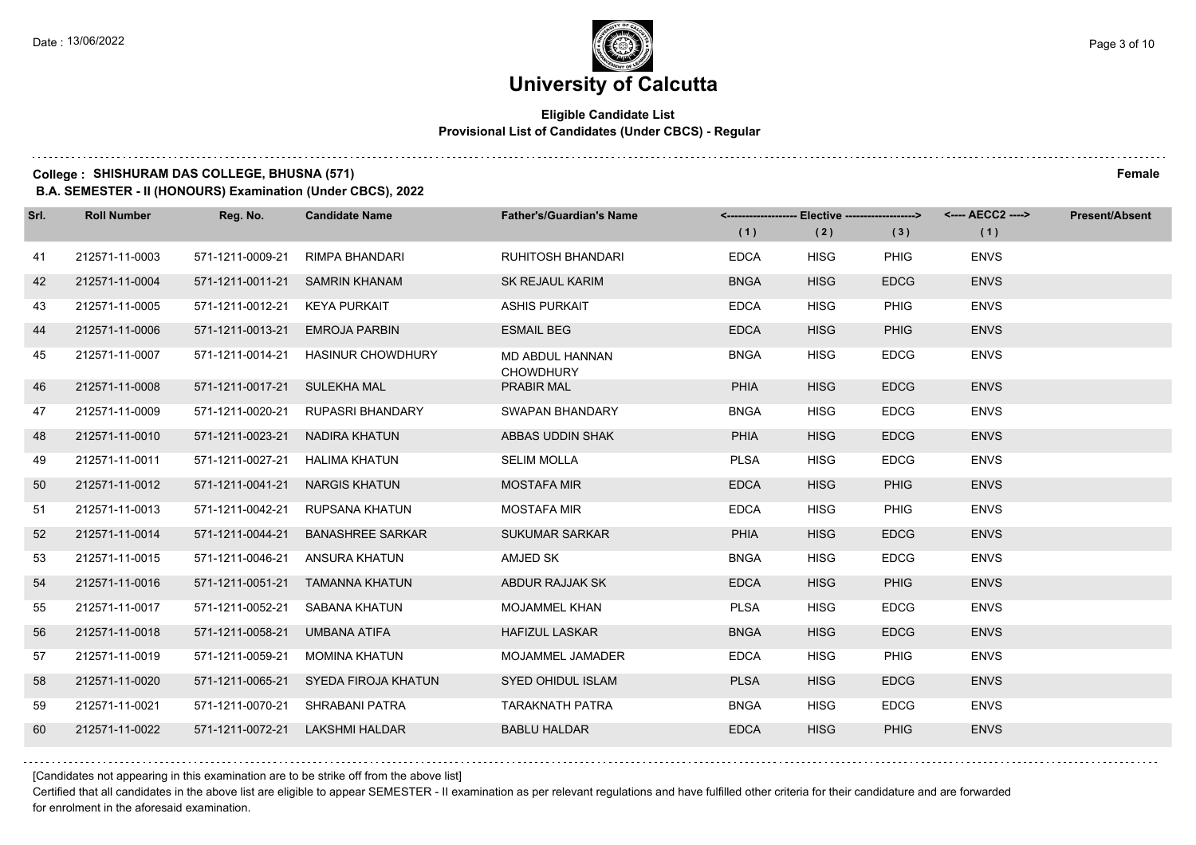# University of Calcutta

**Eligible Candidate List**
**Provisional List of Candidates (Under CBCS) - Regular**

**College : SHISHURAM DAS COLLEGE, BHUSNA (571)** **Female**
**B.A. SEMESTER - II (HONOURS) Examination (Under CBCS), 2022**

| Srl. | Roll Number | Reg. No. | Candidate Name | Father's/Guardian's Name | <---- Elective ----> | | | <---- AECC2 ----> | Present/Absent |
|---|---|---|---|---|---|---|---|---|---|
| | | | | | (1) | (2) | (3) | (1) | |
| 41 | 212571-11-0003 | 571-1211-0009-21 | RIMPA BHANDARI | RUHITOSH BHANDARI | EDCA | HISG | PHIG | ENVS | |
| 42 | 212571-11-0004 | 571-1211-0011-21 | SAMRIN KHANAM | SK REJAUL KARIM | BNGA | HISG | EDCG | ENVS | |
| 43 | 212571-11-0005 | 571-1211-0012-21 | KEYA PURKAIT | ASHIS PURKAIT | EDCA | HISG | PHIG | ENVS | |
| 44 | 212571-11-0006 | 571-1211-0013-21 | EMROJA PARBIN | ESMAIL BEG | EDCA | HISG | PHIG | ENVS | |
| 45 | 212571-11-0007 | 571-1211-0014-21 | HASINUR CHOWDHURY | MD ABDUL HANNAN CHOWDHURY | BNGA | HISG | EDCG | ENVS | |
| 46 | 212571-11-0008 | 571-1211-0017-21 | SULEKHA MAL | PRABIR MAL | PHIA | HISG | EDCG | ENVS | |
| 47 | 212571-11-0009 | 571-1211-0020-21 | RUPASRI BHANDARY | SWAPAN BHANDARY | BNGA | HISG | EDCG | ENVS | |
| 48 | 212571-11-0010 | 571-1211-0023-21 | NADIRA KHATUN | ABBAS UDDIN SHAK | PHIA | HISG | EDCG | ENVS | |
| 49 | 212571-11-0011 | 571-1211-0027-21 | HALIMA KHATUN | SELIM MOLLA | PLSA | HISG | EDCG | ENVS | |
| 50 | 212571-11-0012 | 571-1211-0041-21 | NARGIS KHATUN | MOSTAFA MIR | EDCA | HISG | PHIG | ENVS | |
| 51 | 212571-11-0013 | 571-1211-0042-21 | RUPSANA KHATUN | MOSTAFA MIR | EDCA | HISG | PHIG | ENVS | |
| 52 | 212571-11-0014 | 571-1211-0044-21 | BANASHREE SARKAR | SUKUMAR SARKAR | PHIA | HISG | EDCG | ENVS | |
| 53 | 212571-11-0015 | 571-1211-0046-21 | ANSURA KHATUN | AMJED SK | BNGA | HISG | EDCG | ENVS | |
| 54 | 212571-11-0016 | 571-1211-0051-21 | TAMANNA KHATUN | ABDUR RAJJAK SK | EDCA | HISG | PHIG | ENVS | |
| 55 | 212571-11-0017 | 571-1211-0052-21 | SABANA KHATUN | MOJAMMEL KHAN | PLSA | HISG | EDCG | ENVS | |
| 56 | 212571-11-0018 | 571-1211-0058-21 | UMBANA ATIFA | HAFIZUL LASKAR | BNGA | HISG | EDCG | ENVS | |
| 57 | 212571-11-0019 | 571-1211-0059-21 | MOMINA KHATUN | MOJAMMEL JAMADER | EDCA | HISG | PHIG | ENVS | |
| 58 | 212571-11-0020 | 571-1211-0065-21 | SYEDA FIROJA KHATUN | SYED OHIDUL ISLAM | PLSA | HISG | EDCG | ENVS | |
| 59 | 212571-11-0021 | 571-1211-0070-21 | SHRABANI PATRA | TARAKNATH PATRA | BNGA | HISG | EDCG | ENVS | |
| 60 | 212571-11-0022 | 571-1211-0072-21 | LAKSHMI HALDAR | BABLU HALDAR | EDCA | HISG | PHIG | ENVS | |

[Candidates not appearing in this examination are to be strike off from the above list]

Certified that all candidates in the above list are eligible to appear SEMESTER - II examination as per relevant regulations and have fulfilled other criteria for their candidature and are forwarded for enrolment in the aforesaid examination.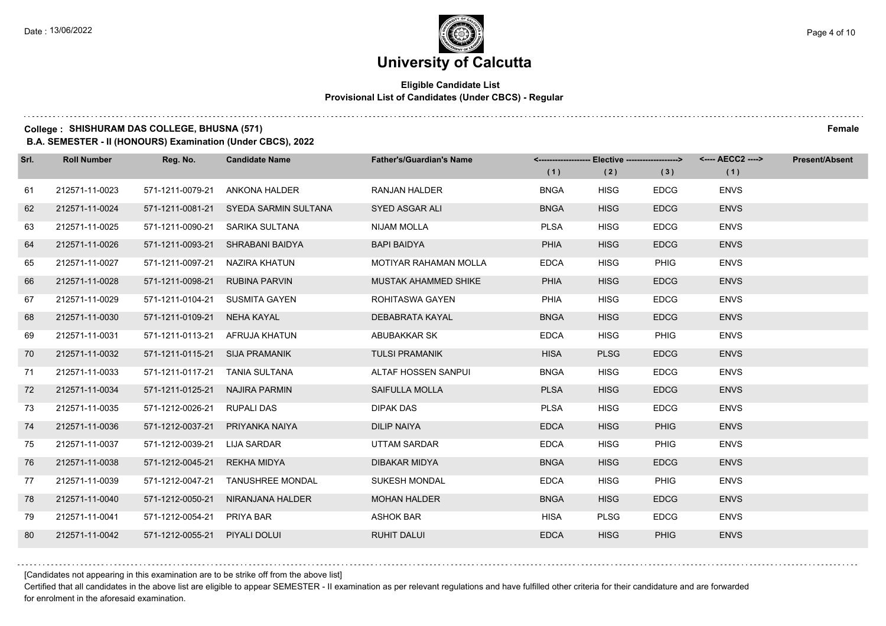# University of Calcutta

**Eligible Candidate List**
**Provisional List of Candidates (Under CBCS) - Regular**

**College : SHISHURAM DAS COLLEGE, BHUSNA (571)** **Female**
**B.A. SEMESTER - II (HONOURS) Examination (Under CBCS), 2022**

| Srl. | Roll Number | Reg. No. | Candidate Name | Father's/Guardian's Name | Elective (1) | Elective (2) | Elective (3) | AECC2 (1) | Present/Absent |
|---|---|---|---|---|---|---|---|---|---|
| 61 | 212571-11-0023 | 571-1211-0079-21 | ANKONA HALDER | RANJAN HALDER | BNGA | HISG | EDCG | ENVS | |
| 62 | 212571-11-0024 | 571-1211-0081-21 | SYEDA SARMIN SULTANA | SYED ASGAR ALI | BNGA | HISG | EDCG | ENVS | |
| 63 | 212571-11-0025 | 571-1211-0090-21 | SARIKA SULTANA | NIJAM MOLLA | PLSA | HISG | EDCG | ENVS | |
| 64 | 212571-11-0026 | 571-1211-0093-21 | SHRABANI BAIDYA | BAPI BAIDYA | PHIA | HISG | EDCG | ENVS | |
| 65 | 212571-11-0027 | 571-1211-0097-21 | NAZIRA KHATUN | MOTIYAR RAHAMAN MOLLA | EDCA | HISG | PHIG | ENVS | |
| 66 | 212571-11-0028 | 571-1211-0098-21 | RUBINA PARVIN | MUSTAK AHAMMED SHIKE | PHIA | HISG | EDCG | ENVS | |
| 67 | 212571-11-0029 | 571-1211-0104-21 | SUSMITA GAYEN | ROHITASWA GAYEN | PHIA | HISG | EDCG | ENVS | |
| 68 | 212571-11-0030 | 571-1211-0109-21 | NEHA KAYAL | DEBABRATA KAYAL | BNGA | HISG | EDCG | ENVS | |
| 69 | 212571-11-0031 | 571-1211-0113-21 | AFRUJA KHATUN | ABUBAKKAR SK | EDCA | HISG | PHIG | ENVS | |
| 70 | 212571-11-0032 | 571-1211-0115-21 | SIJA PRAMANIK | TULSI PRAMANIK | HISA | PLSG | EDCG | ENVS | |
| 71 | 212571-11-0033 | 571-1211-0117-21 | TANIA SULTANA | ALTAF HOSSEN SANPUI | BNGA | HISG | EDCG | ENVS | |
| 72 | 212571-11-0034 | 571-1211-0125-21 | NAJIRA PARMIN | SAIFULLA MOLLA | PLSA | HISG | EDCG | ENVS | |
| 73 | 212571-11-0035 | 571-1212-0026-21 | RUPALI DAS | DIPAK DAS | PLSA | HISG | EDCG | ENVS | |
| 74 | 212571-11-0036 | 571-1212-0037-21 | PRIYANKA NAIYA | DILIP NAIYA | EDCA | HISG | PHIG | ENVS | |
| 75 | 212571-11-0037 | 571-1212-0039-21 | LIJA SARDAR | UTTAM SARDAR | EDCA | HISG | PHIG | ENVS | |
| 76 | 212571-11-0038 | 571-1212-0045-21 | REKHA MIDYA | DIBAKAR MIDYA | BNGA | HISG | EDCG | ENVS | |
| 77 | 212571-11-0039 | 571-1212-0047-21 | TANUSHREE MONDAL | SUKESH MONDAL | EDCA | HISG | PHIG | ENVS | |
| 78 | 212571-11-0040 | 571-1212-0050-21 | NIRANJANA HALDER | MOHAN HALDER | BNGA | HISG | EDCG | ENVS | |
| 79 | 212571-11-0041 | 571-1212-0054-21 | PRIYA BAR | ASHOK BAR | HISA | PLSG | EDCG | ENVS | |
| 80 | 212571-11-0042 | 571-1212-0055-21 | PIYALI DOLUI | RUHIT DALUI | EDCA | HISG | PHIG | ENVS | |

[Candidates not appearing in this examination are to be strike off from the above list]

Certified that all candidates in the above list are eligible to appear SEMESTER - II examination as per relevant regulations and have fulfilled other criteria for their candidature and are forwarded for enrolment in the aforesaid examination.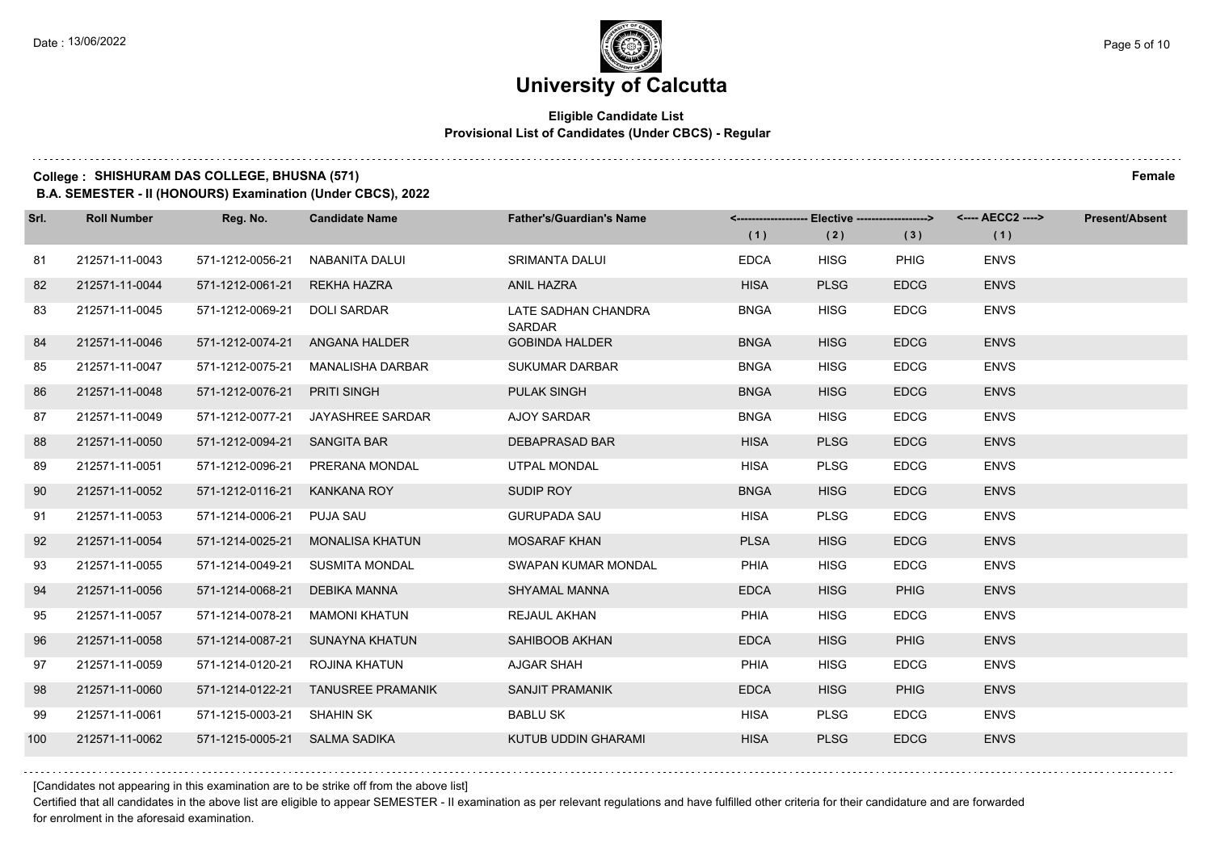# University of Calcutta

**Eligible Candidate List**
**Provisional List of Candidates (Under CBCS) - Regular**

**College : SHISHURAM DAS COLLEGE, BHUSNA (571)** **Female**
**B.A. SEMESTER - II (HONOURS) Examination (Under CBCS), 2022**

| Srl. | Roll Number | Reg. No. | Candidate Name | Father's/Guardian's Name | Elective (1) | Elective (2) | Elective (3) | AECC2 (1) | Present/Absent |
|---|---|---|---|---|---|---|---|---|---|
| 81 | 212571-11-0043 | 571-1212-0056-21 | NABANITA DALUI | SRIMANTA DALUI | EDCA | HISG | PHIG | ENVS | |
| 82 | 212571-11-0044 | 571-1212-0061-21 | REKHA HAZRA | ANIL HAZRA | HISA | PLSG | EDCG | ENVS | |
| 83 | 212571-11-0045 | 571-1212-0069-21 | DOLI SARDAR | LATE SADHAN CHANDRA SARDAR | BNGA | HISG | EDCG | ENVS | |
| 84 | 212571-11-0046 | 571-1212-0074-21 | ANGANA HALDER | GOBINDA HALDER | BNGA | HISG | EDCG | ENVS | |
| 85 | 212571-11-0047 | 571-1212-0075-21 | MANALISHA DARBAR | SUKUMAR DARBAR | BNGA | HISG | EDCG | ENVS | |
| 86 | 212571-11-0048 | 571-1212-0076-21 | PRITI SINGH | PULAK SINGH | BNGA | HISG | EDCG | ENVS | |
| 87 | 212571-11-0049 | 571-1212-0077-21 | JAYASHREE SARDAR | AJOY SARDAR | BNGA | HISG | EDCG | ENVS | |
| 88 | 212571-11-0050 | 571-1212-0094-21 | SANGITA BAR | DEBAPRASAD BAR | HISA | PLSG | EDCG | ENVS | |
| 89 | 212571-11-0051 | 571-1212-0096-21 | PRERANA MONDAL | UTPAL MONDAL | HISA | PLSG | EDCG | ENVS | |
| 90 | 212571-11-0052 | 571-1212-0116-21 | KANKANA ROY | SUDIP ROY | BNGA | HISG | EDCG | ENVS | |
| 91 | 212571-11-0053 | 571-1214-0006-21 | PUJA SAU | GURUPADA SAU | HISA | PLSG | EDCG | ENVS | |
| 92 | 212571-11-0054 | 571-1214-0025-21 | MONALISA KHATUN | MOSARAF KHAN | PLSA | HISG | EDCG | ENVS | |
| 93 | 212571-11-0055 | 571-1214-0049-21 | SUSMITA MONDAL | SWAPAN KUMAR MONDAL | PHIA | HISG | EDCG | ENVS | |
| 94 | 212571-11-0056 | 571-1214-0068-21 | DEBIKA MANNA | SHYAMAL MANNA | EDCA | HISG | PHIG | ENVS | |
| 95 | 212571-11-0057 | 571-1214-0078-21 | MAMONI KHATUN | REJAUL AKHAN | PHIA | HISG | EDCG | ENVS | |
| 96 | 212571-11-0058 | 571-1214-0087-21 | SUNAYNA KHATUN | SAHIBOOB AKHAN | EDCA | HISG | PHIG | ENVS | |
| 97 | 212571-11-0059 | 571-1214-0120-21 | ROJINA KHATUN | AJGAR SHAH | PHIA | HISG | EDCG | ENVS | |
| 98 | 212571-11-0060 | 571-1214-0122-21 | TANUSREE PRAMANIK | SANJIT PRAMANIK | EDCA | HISG | PHIG | ENVS | |
| 99 | 212571-11-0061 | 571-1215-0003-21 | SHAHIN SK | BABLU SK | HISA | PLSG | EDCG | ENVS | |
| 100 | 212571-11-0062 | 571-1215-0005-21 | SALMA SADIKA | KUTUB UDDIN GHARAMI | HISA | PLSG | EDCG | ENVS | |

[Candidates not appearing in this examination are to be strike off from the above list]

Certified that all candidates in the above list are eligible to appear SEMESTER - II examination as per relevant regulations and have fulfilled other criteria for their candidature and are forwarded for enrolment in the aforesaid examination.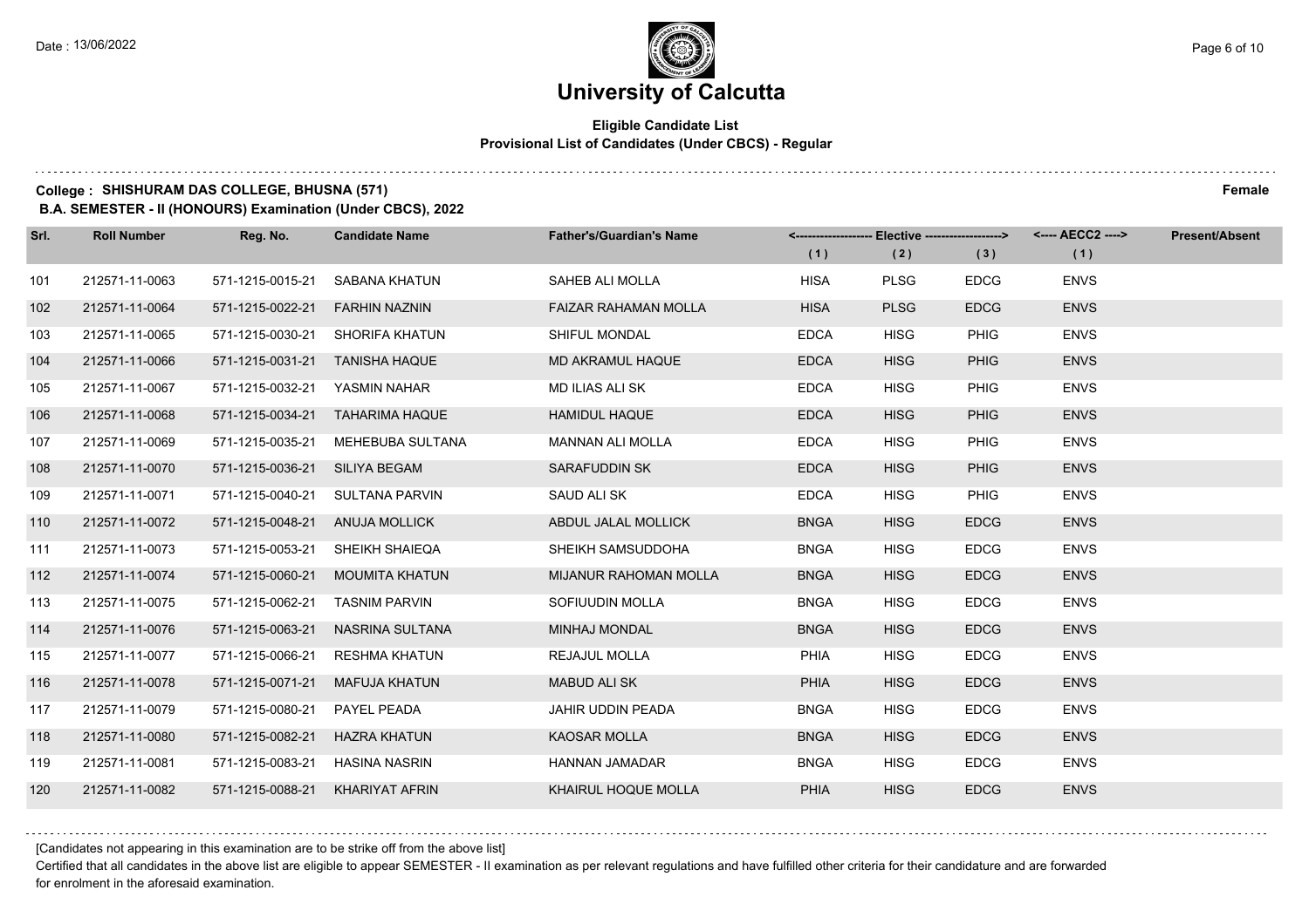# University of Calcutta

## Eligible Candidate List
### Provisional List of Candidates (Under CBCS) - Regular

**College : SHISHURAM DAS COLLEGE, BHUSNA (571)** **Female**

**B.A. SEMESTER - II (HONOURS) Examination (Under CBCS), 2022**

| Srl. | Roll Number | Reg. No. | Candidate Name | Father's/Guardian's Name | Elective (1) | Elective (2) | Elective (3) | AECC2 (1) | Present/Absent |
|---|---|---|---|---|---|---|---|---|---|
| 101 | 212571-11-0063 | 571-1215-0015-21 | SABANA KHATUN | SAHEB ALI MOLLA | HISA | PLSG | EDCG | ENVS | |
| 102 | 212571-11-0064 | 571-1215-0022-21 | FARHIN NAZNIN | FAIZAR RAHAMAN MOLLA | HISA | PLSG | EDCG | ENVS | |
| 103 | 212571-11-0065 | 571-1215-0030-21 | SHORIFA KHATUN | SHIFUL MONDAL | EDCA | HISG | PHIG | ENVS | |
| 104 | 212571-11-0066 | 571-1215-0031-21 | TANISHA HAQUE | MD AKRAMUL HAQUE | EDCA | HISG | PHIG | ENVS | |
| 105 | 212571-11-0067 | 571-1215-0032-21 | YASMIN NAHAR | MD ILIAS ALI SK | EDCA | HISG | PHIG | ENVS | |
| 106 | 212571-11-0068 | 571-1215-0034-21 | TAHARIMA HAQUE | HAMIDUL HAQUE | EDCA | HISG | PHIG | ENVS | |
| 107 | 212571-11-0069 | 571-1215-0035-21 | MEHEBUBA SULTANA | MANNAN ALI MOLLA | EDCA | HISG | PHIG | ENVS | |
| 108 | 212571-11-0070 | 571-1215-0036-21 | SILIYA BEGAM | SARAFUDDIN SK | EDCA | HISG | PHIG | ENVS | |
| 109 | 212571-11-0071 | 571-1215-0040-21 | SULTANA PARVIN | SAUD ALI SK | EDCA | HISG | PHIG | ENVS | |
| 110 | 212571-11-0072 | 571-1215-0048-21 | ANUJA MOLLICK | ABDUL JALAL MOLLICK | BNGA | HISG | EDCG | ENVS | |
| 111 | 212571-11-0073 | 571-1215-0053-21 | SHEIKH SHAIEQA | SHEIKH SAMSUDDOHA | BNGA | HISG | EDCG | ENVS | |
| 112 | 212571-11-0074 | 571-1215-0060-21 | MOUMITA KHATUN | MIJANUR RAHOMAN MOLLA | BNGA | HISG | EDCG | ENVS | |
| 113 | 212571-11-0075 | 571-1215-0062-21 | TASNIM PARVIN | SOFIUUDIN MOLLA | BNGA | HISG | EDCG | ENVS | |
| 114 | 212571-11-0076 | 571-1215-0063-21 | NASRINA SULTANA | MINHAJ MONDAL | BNGA | HISG | EDCG | ENVS | |
| 115 | 212571-11-0077 | 571-1215-0066-21 | RESHMA KHATUN | REJAJUL MOLLA | PHIA | HISG | EDCG | ENVS | |
| 116 | 212571-11-0078 | 571-1215-0071-21 | MAFUJA KHATUN | MABUD ALI SK | PHIA | HISG | EDCG | ENVS | |
| 117 | 212571-11-0079 | 571-1215-0080-21 | PAYEL PEADA | JAHIR UDDIN PEADA | BNGA | HISG | EDCG | ENVS | |
| 118 | 212571-11-0080 | 571-1215-0082-21 | HAZRA KHATUN | KAOSAR MOLLA | BNGA | HISG | EDCG | ENVS | |
| 119 | 212571-11-0081 | 571-1215-0083-21 | HASINA NASRIN | HANNAN JAMADAR | BNGA | HISG | EDCG | ENVS | |
| 120 | 212571-11-0082 | 571-1215-0088-21 | KHARIYAT AFRIN | KHAIRUL HOQUE MOLLA | PHIA | HISG | EDCG | ENVS | |

[Candidates not appearing in this examination are to be strike off from the above list]

Certified that all candidates in the above list are eligible to appear SEMESTER - II examination as per relevant regulations and have fulfilled other criteria for their candidature and are forwarded for enrolment in the aforesaid examination.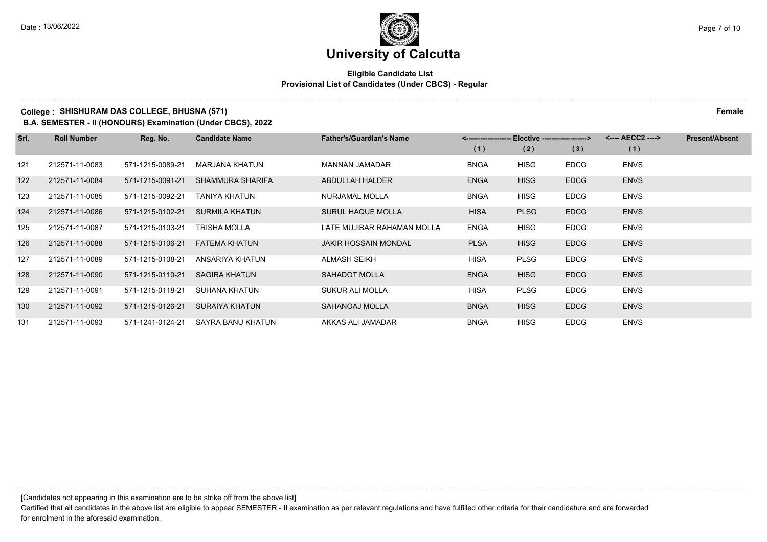# University of Calcutta

**Eligible Candidate List**
**Provisional List of Candidates (Under CBCS) - Regular**

**College : SHISHURAM DAS COLLEGE, BHUSNA (571)** **Female**
**B.A. SEMESTER - II (HONOURS) Examination (Under CBCS), 2022**

| Srl. | Roll Number | Reg. No. | Candidate Name | Father's/Guardian's Name | Elective (1) | Elective (2) | Elective (3) | AECC2 (1) | Present/Absent |
|---|---|---|---|---|---|---|---|---|---|
| 121 | 212571-11-0083 | 571-1215-0089-21 | MARJANA KHATUN | MANNAN JAMADAR | BNGA | HISG | EDCG | ENVS | |
| 122 | 212571-11-0084 | 571-1215-0091-21 | SHAMMURA SHARIFA | ABDULLAH HALDER | ENGA | HISG | EDCG | ENVS | |
| 123 | 212571-11-0085 | 571-1215-0092-21 | TANIYA KHATUN | NURJAMAL MOLLA | BNGA | HISG | EDCG | ENVS | |
| 124 | 212571-11-0086 | 571-1215-0102-21 | SURMILA KHATUN | SURUL HAQUE MOLLA | HISA | PLSG | EDCG | ENVS | |
| 125 | 212571-11-0087 | 571-1215-0103-21 | TRISHA MOLLA | LATE MUJIBAR RAHAMAN MOLLA | ENGA | HISG | EDCG | ENVS | |
| 126 | 212571-11-0088 | 571-1215-0106-21 | FATEMA KHATUN | JAKIR HOSSAIN MONDAL | PLSA | HISG | EDCG | ENVS | |
| 127 | 212571-11-0089 | 571-1215-0108-21 | ANSARIYA KHATUN | ALMASH SEIKH | HISA | PLSG | EDCG | ENVS | |
| 128 | 212571-11-0090 | 571-1215-0110-21 | SAGIRA KHATUN | SAHADOT MOLLA | ENGA | HISG | EDCG | ENVS | |
| 129 | 212571-11-0091 | 571-1215-0118-21 | SUHANA KHATUN | SUKUR ALI MOLLA | HISA | PLSG | EDCG | ENVS | |
| 130 | 212571-11-0092 | 571-1215-0126-21 | SURAIYA KHATUN | SAHANOAJ MOLLA | BNGA | HISG | EDCG | ENVS | |
| 131 | 212571-11-0093 | 571-1241-0124-21 | SAYRA BANU KHATUN | AKKAS ALI JAMADAR | BNGA | HISG | EDCG | ENVS | |

[Candidates not appearing in this examination are to be strike off from the above list]

Certified that all candidates in the above list are eligible to appear SEMESTER - II examination as per relevant regulations and have fulfilled other criteria for their candidature and are forwarded for enrolment in the aforesaid examination.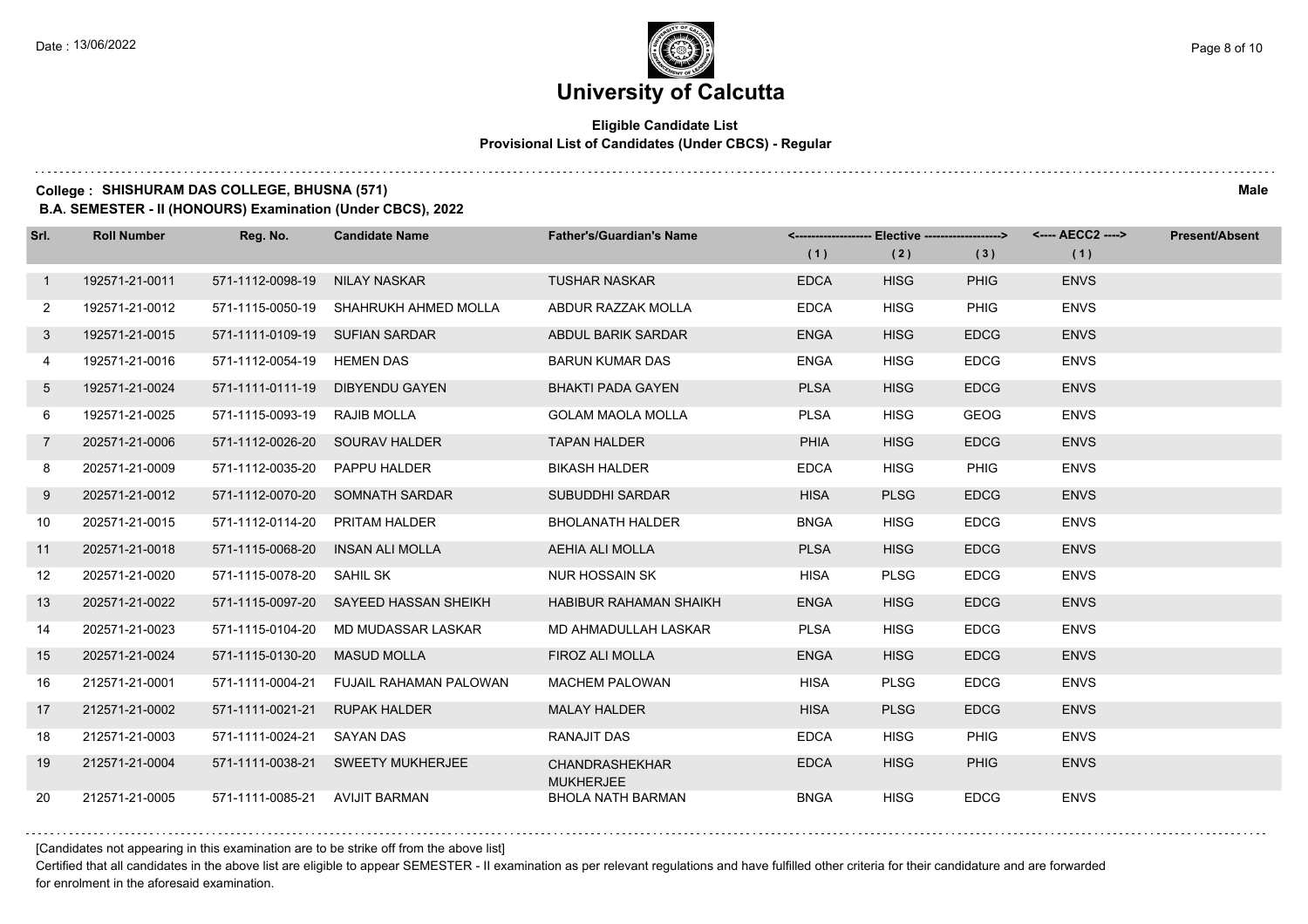# University of Calcutta

**Eligible Candidate List**
**Provisional List of Candidates (Under CBCS) - Regular**

**College : SHISHURAM DAS COLLEGE, BHUSNA (571)** **Male**

**B.A. SEMESTER - II (HONOURS) Examination (Under CBCS), 2022**

| Srl. | Roll Number | Reg. No. | Candidate Name | Father's/Guardian's Name | <------------------ Elective ------------------> | | | <---- AECC2 ----> | Present/Absent |
|---|---|---|---|---|---|---|---|---|---|
| | | | | | (1) | (2) | (3) | (1) | |
| 1 | 192571-21-0011 | 571-1112-0098-19 | NILAY NASKAR | TUSHAR NASKAR | EDCA | HISG | PHIG | ENVS | |
| 2 | 192571-21-0012 | 571-1115-0050-19 | SHAHRUKH AHMED MOLLA | ABDUR RAZZAK MOLLA | EDCA | HISG | PHIG | ENVS | |
| 3 | 192571-21-0015 | 571-1111-0109-19 | SUFIAN SARDAR | ABDUL BARIK SARDAR | ENGA | HISG | EDCG | ENVS | |
| 4 | 192571-21-0016 | 571-1112-0054-19 | HEMEN DAS | BARUN KUMAR DAS | ENGA | HISG | EDCG | ENVS | |
| 5 | 192571-21-0024 | 571-1111-0111-19 | DIBYENDU GAYEN | BHAKTI PADA GAYEN | PLSA | HISG | EDCG | ENVS | |
| 6 | 192571-21-0025 | 571-1115-0093-19 | RAJIB MOLLA | GOLAM MAOLA MOLLA | PLSA | HISG | GEOG | ENVS | |
| 7 | 202571-21-0006 | 571-1112-0026-20 | SOURAV HALDER | TAPAN HALDER | PHIA | HISG | EDCG | ENVS | |
| 8 | 202571-21-0009 | 571-1112-0035-20 | PAPPU HALDER | BIKASH HALDER | EDCA | HISG | PHIG | ENVS | |
| 9 | 202571-21-0012 | 571-1112-0070-20 | SOMNATH SARDAR | SUBUDDHI SARDAR | HISA | PLSG | EDCG | ENVS | |
| 10 | 202571-21-0015 | 571-1112-0114-20 | PRITAM HALDER | BHOLANATH HALDER | BNGA | HISG | EDCG | ENVS | |
| 11 | 202571-21-0018 | 571-1115-0068-20 | INSAN ALI MOLLA | AEHIA ALI MOLLA | PLSA | HISG | EDCG | ENVS | |
| 12 | 202571-21-0020 | 571-1115-0078-20 | SAHIL SK | NUR HOSSAIN SK | HISA | PLSG | EDCG | ENVS | |
| 13 | 202571-21-0022 | 571-1115-0097-20 | SAYEED HASSAN SHEIKH | HABIBUR RAHAMAN SHAIKH | ENGA | HISG | EDCG | ENVS | |
| 14 | 202571-21-0023 | 571-1115-0104-20 | MD MUDASSAR LASKAR | MD AHMADULLAH LASKAR | PLSA | HISG | EDCG | ENVS | |
| 15 | 202571-21-0024 | 571-1115-0130-20 | MASUD MOLLA | FIROZ ALI MOLLA | ENGA | HISG | EDCG | ENVS | |
| 16 | 212571-21-0001 | 571-1111-0004-21 | FUJAIL RAHAMAN PALOWAN | MACHEM PALOWAN | HISA | PLSG | EDCG | ENVS | |
| 17 | 212571-21-0002 | 571-1111-0021-21 | RUPAK HALDER | MALAY HALDER | HISA | PLSG | EDCG | ENVS | |
| 18 | 212571-21-0003 | 571-1111-0024-21 | SAYAN DAS | RANAJIT DAS | EDCA | HISG | PHIG | ENVS | |
| 19 | 212571-21-0004 | 571-1111-0038-21 | SWEETY MUKHERJEE | CHANDRASHEKHAR MUKHERJEE | EDCA | HISG | PHIG | ENVS | |
| 20 | 212571-21-0005 | 571-1111-0085-21 | AVIJIT BARMAN | BHOLA NATH BARMAN | BNGA | HISG | EDCG | ENVS | |

[Candidates not appearing in this examination are to be strike off from the above list]

Certified that all candidates in the above list are eligible to appear SEMESTER - II examination as per relevant regulations and have fulfilled other criteria for their candidature and are forwarded for enrolment in the aforesaid examination.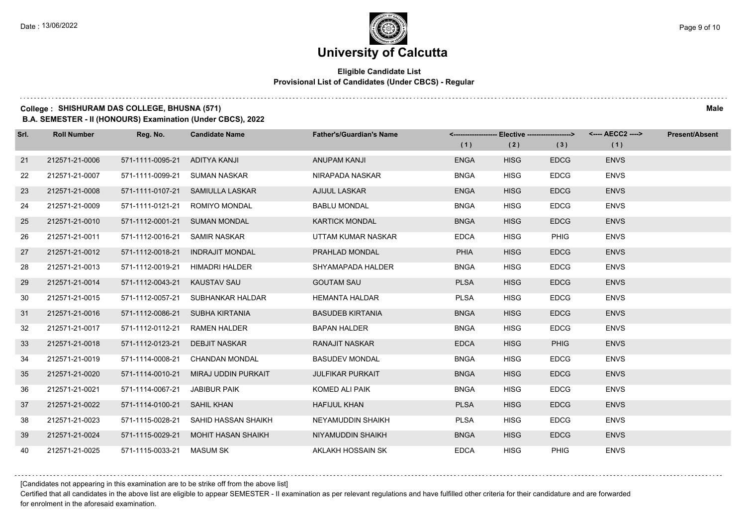# University of Calcutta

**Eligible Candidate List**
**Provisional List of Candidates (Under CBCS) - Regular**

**College : SHISHURAM DAS COLLEGE, BHUSNA (571)** **Male**
**B.A. SEMESTER - II (HONOURS) Examination (Under CBCS), 2022**

| Srl. | Roll Number | Reg. No. | Candidate Name | Father's/Guardian's Name | Elective (1) | Elective (2) | Elective (3) | AECC2 (1) | Present/Absent |
|---|---|---|---|---|---|---|---|---|---|
| 21 | 212571-21-0006 | 571-1111-0095-21 | ADITYA KANJI | ANUPAM KANJI | ENGA | HISG | EDCG | ENVS | |
| 22 | 212571-21-0007 | 571-1111-0099-21 | SUMAN NASKAR | NIRAPADA NASKAR | BNGA | HISG | EDCG | ENVS | |
| 23 | 212571-21-0008 | 571-1111-0107-21 | SAMIULLA LASKAR | AJIJUL LASKAR | ENGA | HISG | EDCG | ENVS | |
| 24 | 212571-21-0009 | 571-1111-0121-21 | ROMIYO MONDAL | BABLU MONDAL | BNGA | HISG | EDCG | ENVS | |
| 25 | 212571-21-0010 | 571-1112-0001-21 | SUMAN MONDAL | KARTICK MONDAL | BNGA | HISG | EDCG | ENVS | |
| 26 | 212571-21-0011 | 571-1112-0016-21 | SAMIR NASKAR | UTTAM KUMAR NASKAR | EDCA | HISG | PHIG | ENVS | |
| 27 | 212571-21-0012 | 571-1112-0018-21 | INDRAJIT MONDAL | PRAHLAD MONDAL | PHIA | HISG | EDCG | ENVS | |
| 28 | 212571-21-0013 | 571-1112-0019-21 | HIMADRI HALDER | SHYAMAPADA HALDER | BNGA | HISG | EDCG | ENVS | |
| 29 | 212571-21-0014 | 571-1112-0043-21 | KAUSTAV SAU | GOUTAM SAU | PLSA | HISG | EDCG | ENVS | |
| 30 | 212571-21-0015 | 571-1112-0057-21 | SUBHANKAR HALDAR | HEMANTA HALDAR | PLSA | HISG | EDCG | ENVS | |
| 31 | 212571-21-0016 | 571-1112-0086-21 | SUBHA KIRTANIA | BASUDEB KIRTANIA | BNGA | HISG | EDCG | ENVS | |
| 32 | 212571-21-0017 | 571-1112-0112-21 | RAMEN HALDER | BAPAN HALDER | BNGA | HISG | EDCG | ENVS | |
| 33 | 212571-21-0018 | 571-1112-0123-21 | DEBJIT NASKAR | RANAJIT NASKAR | EDCA | HISG | PHIG | ENVS | |
| 34 | 212571-21-0019 | 571-1114-0008-21 | CHANDAN MONDAL | BASUDEV MONDAL | BNGA | HISG | EDCG | ENVS | |
| 35 | 212571-21-0020 | 571-1114-0010-21 | MIRAJ UDDIN PURKAIT | JULFIKAR PURKAIT | BNGA | HISG | EDCG | ENVS | |
| 36 | 212571-21-0021 | 571-1114-0067-21 | JABIBUR PAIK | KOMED ALI PAIK | BNGA | HISG | EDCG | ENVS | |
| 37 | 212571-21-0022 | 571-1114-0100-21 | SAHIL KHAN | HAFIJUL KHAN | PLSA | HISG | EDCG | ENVS | |
| 38 | 212571-21-0023 | 571-1115-0028-21 | SAHID HASSAN SHAIKH | NEYAMUDDIN SHAIKH | PLSA | HISG | EDCG | ENVS | |
| 39 | 212571-21-0024 | 571-1115-0029-21 | MOHIT HASAN SHAIKH | NIYAMUDDIN SHAIKH | BNGA | HISG | EDCG | ENVS | |
| 40 | 212571-21-0025 | 571-1115-0033-21 | MASUM SK | AKLAKH HOSSAIN SK | EDCA | HISG | PHIG | ENVS | |

[Candidates not appearing in this examination are to be strike off from the above list]

Certified that all candidates in the above list are eligible to appear SEMESTER - II examination as per relevant regulations and have fulfilled other criteria for their candidature and are forwarded for enrolment in the aforesaid examination.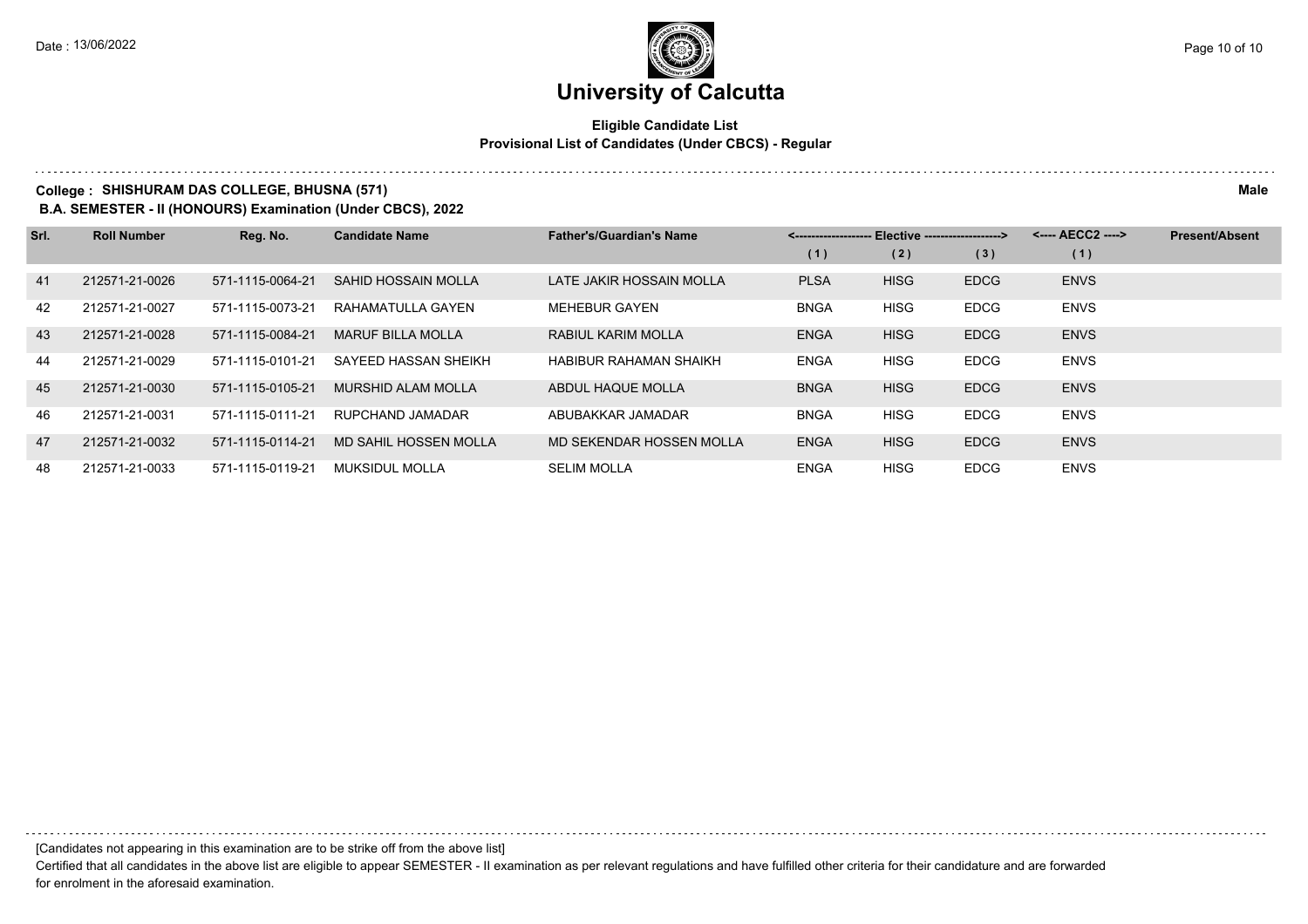# University of Calcutta

**Eligible Candidate List**
**Provisional List of Candidates (Under CBCS) - Regular**

**College : SHISHURAM DAS COLLEGE, BHUSNA (571)** **Male**

**B.A. SEMESTER - II (HONOURS) Examination (Under CBCS), 2022**

| Srl. | Roll Number | Reg. No. | Candidate Name | Father's/Guardian's Name | Elective | | | AECC2 | Present/Absent |
|---|---|---|---|---|---|---|---|---|---|
| | | | | | (1) | (2) | (3) | (1) | |
| 41 | 212571-21-0026 | 571-1115-0064-21 | SAHID HOSSAIN MOLLA | LATE JAKIR HOSSAIN MOLLA | PLSA | HISG | EDCG | ENVS | |
| 42 | 212571-21-0027 | 571-1115-0073-21 | RAHAMATULLA GAYEN | MEHEBUR GAYEN | BNGA | HISG | EDCG | ENVS | |
| 43 | 212571-21-0028 | 571-1115-0084-21 | MARUF BILLA MOLLA | RABIUL KARIM MOLLA | ENGA | HISG | EDCG | ENVS | |
| 44 | 212571-21-0029 | 571-1115-0101-21 | SAYEED HASSAN SHEIKH | HABIBUR RAHAMAN SHAIKH | ENGA | HISG | EDCG | ENVS | |
| 45 | 212571-21-0030 | 571-1115-0105-21 | MURSHID ALAM MOLLA | ABDUL HAQUE MOLLA | BNGA | HISG | EDCG | ENVS | |
| 46 | 212571-21-0031 | 571-1115-0111-21 | RUPCHAND JAMADAR | ABUBAKKAR JAMADAR | BNGA | HISG | EDCG | ENVS | |
| 47 | 212571-21-0032 | 571-1115-0114-21 | MD SAHIL HOSSEN MOLLA | MD SEKENDAR HOSSEN MOLLA | ENGA | HISG | EDCG | ENVS | |
| 48 | 212571-21-0033 | 571-1115-0119-21 | MUKSIDUL MOLLA | SELIM MOLLA | ENGA | HISG | EDCG | ENVS | |

[Candidates not appearing in this examination are to be strike off from the above list]

Certified that all candidates in the above list are eligible to appear SEMESTER - II examination as per relevant regulations and have fulfilled other criteria for their candidature and are forwarded for enrolment in the aforesaid examination.